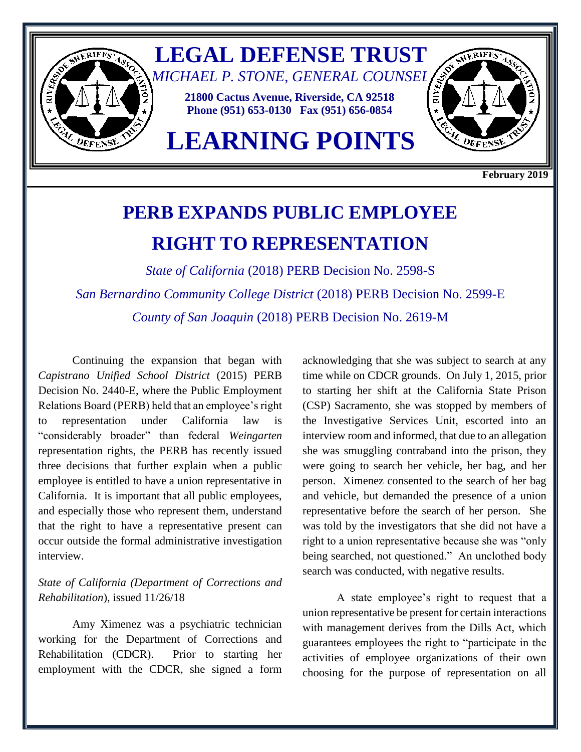# LEGAL DEFENSE TRUST

*MICHAEL P. STONE, GENERAL COUNSEL*

**21800 Cactus Avenue, Riverside, CA 92518**
**Phone (951) 653-0130 Fax (951) 656-0854**

# LEARNING POINTS

**February 2019**

## PERB EXPANDS PUBLIC EMPLOYEE RIGHT TO REPRESENTATION

*State of California* (2018) PERB Decision No. 2598-S

*San Bernardino Community College District* (2018) PERB Decision No. 2599-E

*County of San Joaquin* (2018) PERB Decision No. 2619-M

Continuing the expansion that began with *Capistrano Unified School District* (2015) PERB Decision No. 2440-E, where the Public Employment Relations Board (PERB) held that an employee's right to representation under California law is "considerably broader" than federal *Weingarten* representation rights, the PERB has recently issued three decisions that further explain when a public employee is entitled to have a union representative in California. It is important that all public employees, and especially those who represent them, understand that the right to have a representative present can occur outside the formal administrative investigation interview.

*State of California (Department of Corrections and Rehabilitation*), issued 11/26/18

Amy Ximenez was a psychiatric technician working for the Department of Corrections and Rehabilitation (CDCR). Prior to starting her employment with the CDCR, she signed a form acknowledging that she was subject to search at any time while on CDCR grounds. On July 1, 2015, prior to starting her shift at the California State Prison (CSP) Sacramento, she was stopped by members of the Investigative Services Unit, escorted into an interview room and informed, that due to an allegation she was smuggling contraband into the prison, they were going to search her vehicle, her bag, and her person. Ximenez consented to the search of her bag and vehicle, but demanded the presence of a union representative before the search of her person. She was told by the investigators that she did not have a right to a union representative because she was "only being searched, not questioned." An unclothed body search was conducted, with negative results.

A state employee's right to request that a union representative be present for certain interactions with management derives from the Dills Act, which guarantees employees the right to "participate in the activities of employee organizations of their own choosing for the purpose of representation on all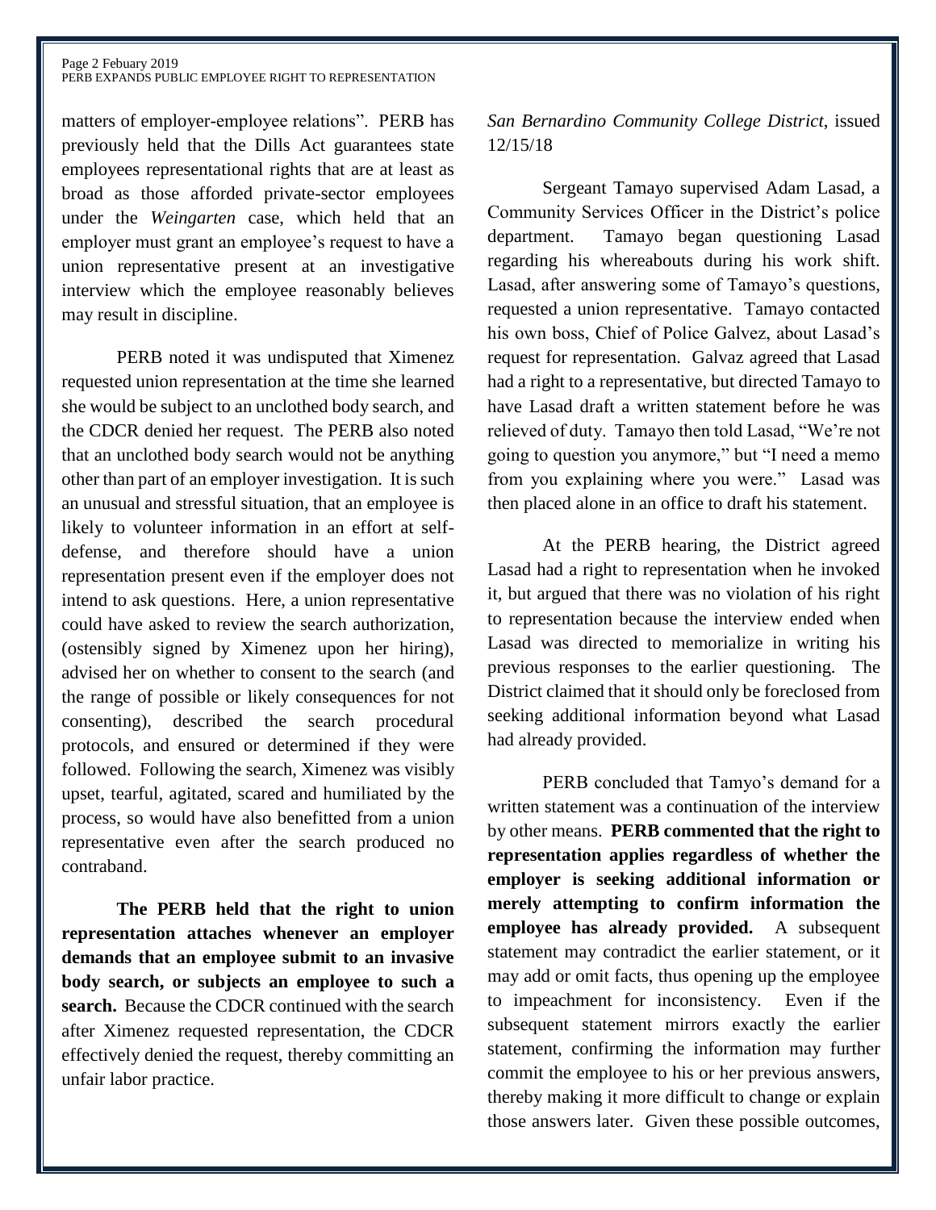matters of employer-employee relations". PERB has previously held that the Dills Act guarantees state employees representational rights that are at least as broad as those afforded private-sector employees under the *Weingarten* case, which held that an employer must grant an employee's request to have a union representative present at an investigative interview which the employee reasonably believes may result in discipline.

PERB noted it was undisputed that Ximenez requested union representation at the time she learned she would be subject to an unclothed body search, and the CDCR denied her request. The PERB also noted that an unclothed body search would not be anything other than part of an employer investigation. It is such an unusual and stressful situation, that an employee is likely to volunteer information in an effort at self-defense, and therefore should have a union representation present even if the employer does not intend to ask questions. Here, a union representative could have asked to review the search authorization, (ostensibly signed by Ximenez upon her hiring), advised her on whether to consent to the search (and the range of possible or likely consequences for not consenting), described the search procedural protocols, and ensured or determined if they were followed. Following the search, Ximenez was visibly upset, tearful, agitated, scared and humiliated by the process, so would have also benefitted from a union representative even after the search produced no contraband.

**The PERB held that the right to union representation attaches whenever an employer demands that an employee submit to an invasive body search, or subjects an employee to such a search.** Because the CDCR continued with the search after Ximenez requested representation, the CDCR effectively denied the request, thereby committing an unfair labor practice.

*San Bernardino Community College District*, issued 12/15/18

Sergeant Tamayo supervised Adam Lasad, a Community Services Officer in the District's police department. Tamayo began questioning Lasad regarding his whereabouts during his work shift. Lasad, after answering some of Tamayo's questions, requested a union representative. Tamayo contacted his own boss, Chief of Police Galvez, about Lasad's request for representation. Galvaz agreed that Lasad had a right to a representative, but directed Tamayo to have Lasad draft a written statement before he was relieved of duty. Tamayo then told Lasad, "We're not going to question you anymore," but "I need a memo from you explaining where you were." Lasad was then placed alone in an office to draft his statement.

At the PERB hearing, the District agreed Lasad had a right to representation when he invoked it, but argued that there was no violation of his right to representation because the interview ended when Lasad was directed to memorialize in writing his previous responses to the earlier questioning. The District claimed that it should only be foreclosed from seeking additional information beyond what Lasad had already provided.

PERB concluded that Tamyo's demand for a written statement was a continuation of the interview by other means. **PERB commented that the right to representation applies regardless of whether the employer is seeking additional information or merely attempting to confirm information the employee has already provided.** A subsequent statement may contradict the earlier statement, or it may add or omit facts, thus opening up the employee to impeachment for inconsistency. Even if the subsequent statement mirrors exactly the earlier statement, confirming the information may further commit the employee to his or her previous answers, thereby making it more difficult to change or explain those answers later. Given these possible outcomes,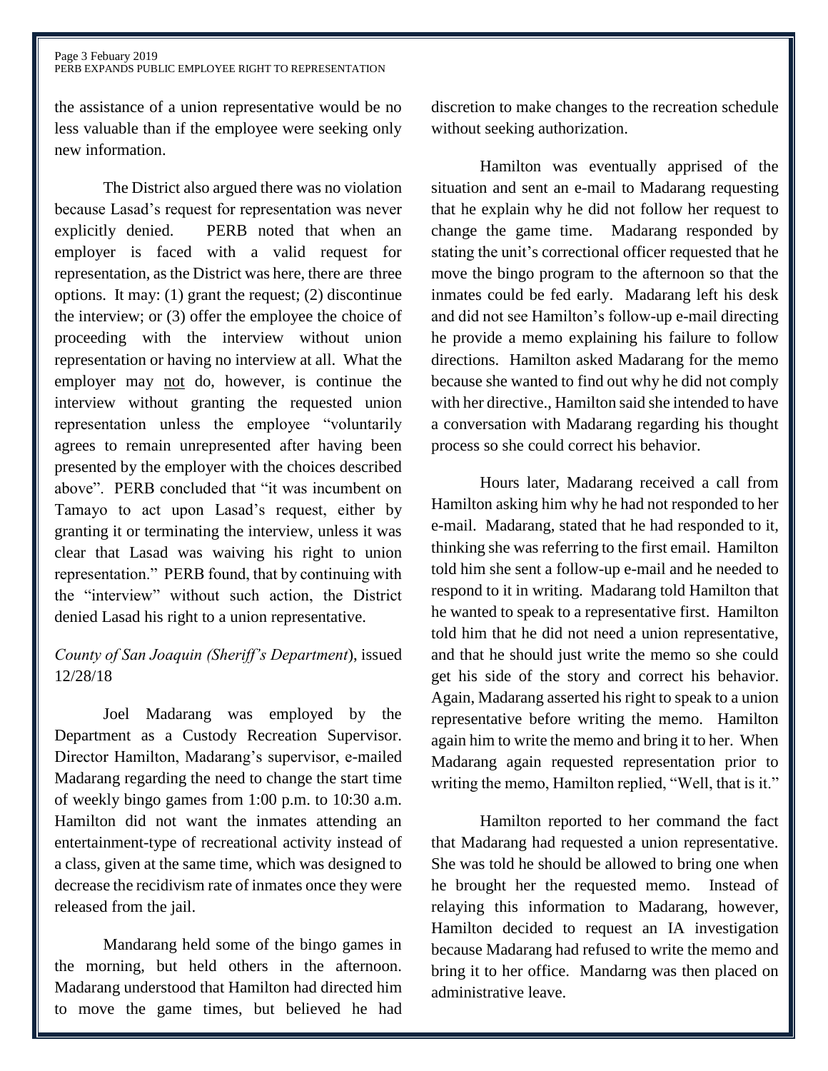the assistance of a union representative would be no less valuable than if the employee were seeking only new information.

The District also argued there was no violation because Lasad's request for representation was never explicitly denied. PERB noted that when an employer is faced with a valid request for representation, as the District was here, there are three options. It may: (1) grant the request; (2) discontinue the interview; or (3) offer the employee the choice of proceeding with the interview without union representation or having no interview at all. What the employer may not do, however, is continue the interview without granting the requested union representation unless the employee "voluntarily agrees to remain unrepresented after having been presented by the employer with the choices described above". PERB concluded that "it was incumbent on Tamayo to act upon Lasad's request, either by granting it or terminating the interview, unless it was clear that Lasad was waiving his right to union representation." PERB found, that by continuing with the "interview" without such action, the District denied Lasad his right to a union representative.

*County of San Joaquin (Sheriff's Department*), issued 12/28/18

Joel Madarang was employed by the Department as a Custody Recreation Supervisor. Director Hamilton, Madarang's supervisor, e-mailed Madarang regarding the need to change the start time of weekly bingo games from 1:00 p.m. to 10:30 a.m. Hamilton did not want the inmates attending an entertainment-type of recreational activity instead of a class, given at the same time, which was designed to decrease the recidivism rate of inmates once they were released from the jail.

Mandarang held some of the bingo games in the morning, but held others in the afternoon. Madarang understood that Hamilton had directed him to move the game times, but believed he had discretion to make changes to the recreation schedule without seeking authorization.

Hamilton was eventually apprised of the situation and sent an e-mail to Madarang requesting that he explain why he did not follow her request to change the game time. Madarang responded by stating the unit's correctional officer requested that he move the bingo program to the afternoon so that the inmates could be fed early. Madarang left his desk and did not see Hamilton's follow-up e-mail directing he provide a memo explaining his failure to follow directions. Hamilton asked Madarang for the memo because she wanted to find out why he did not comply with her directive., Hamilton said she intended to have a conversation with Madarang regarding his thought process so she could correct his behavior.

Hours later, Madarang received a call from Hamilton asking him why he had not responded to her e-mail. Madarang, stated that he had responded to it, thinking she was referring to the first email. Hamilton told him she sent a follow-up e-mail and he needed to respond to it in writing. Madarang told Hamilton that he wanted to speak to a representative first. Hamilton told him that he did not need a union representative, and that he should just write the memo so she could get his side of the story and correct his behavior. Again, Madarang asserted his right to speak to a union representative before writing the memo. Hamilton again him to write the memo and bring it to her. When Madarang again requested representation prior to writing the memo, Hamilton replied, "Well, that is it."

Hamilton reported to her command the fact that Madarang had requested a union representative. She was told he should be allowed to bring one when he brought her the requested memo. Instead of relaying this information to Madarang, however, Hamilton decided to request an IA investigation because Madarang had refused to write the memo and bring it to her office. Mandarng was then placed on administrative leave.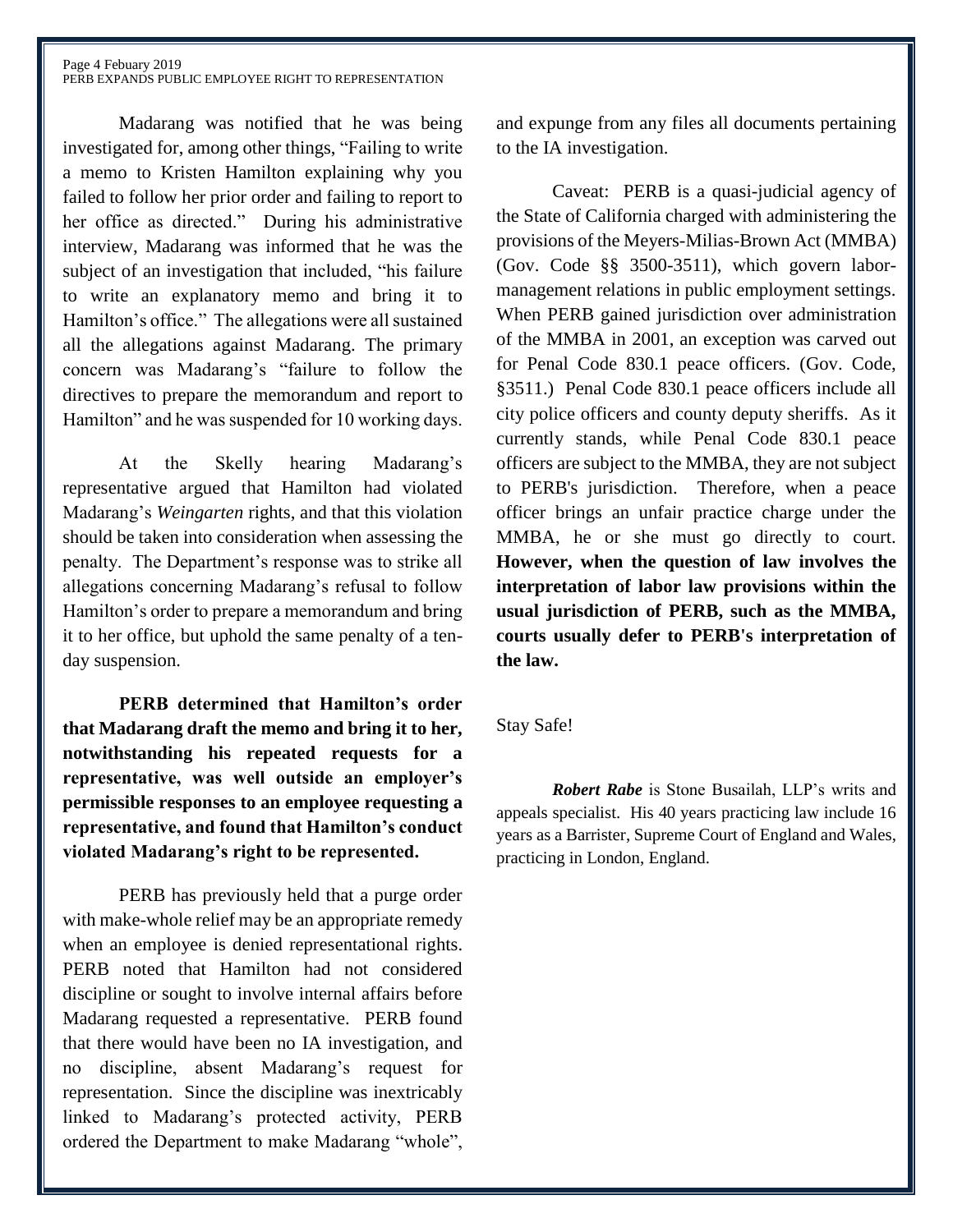Madarang was notified that he was being investigated for, among other things, "Failing to write a memo to Kristen Hamilton explaining why you failed to follow her prior order and failing to report to her office as directed." During his administrative interview, Madarang was informed that he was the subject of an investigation that included, "his failure to write an explanatory memo and bring it to Hamilton's office." The allegations were all sustained all the allegations against Madarang. The primary concern was Madarang's "failure to follow the directives to prepare the memorandum and report to Hamilton" and he was suspended for 10 working days.

At the Skelly hearing Madarang's representative argued that Hamilton had violated Madarang's *Weingarten* rights, and that this violation should be taken into consideration when assessing the penalty. The Department's response was to strike all allegations concerning Madarang's refusal to follow Hamilton's order to prepare a memorandum and bring it to her office, but uphold the same penalty of a ten-day suspension.

**PERB determined that Hamilton's order that Madarang draft the memo and bring it to her, notwithstanding his repeated requests for a representative, was well outside an employer's permissible responses to an employee requesting a representative, and found that Hamilton's conduct violated Madarang's right to be represented.**

PERB has previously held that a purge order with make-whole relief may be an appropriate remedy when an employee is denied representational rights. PERB noted that Hamilton had not considered discipline or sought to involve internal affairs before Madarang requested a representative. PERB found that there would have been no IA investigation, and no discipline, absent Madarang's request for representation. Since the discipline was inextricably linked to Madarang's protected activity, PERB ordered the Department to make Madarang "whole", and expunge from any files all documents pertaining to the IA investigation.

Caveat: PERB is a quasi-judicial agency of the State of California charged with administering the provisions of the Meyers-Milias-Brown Act (MMBA) (Gov. Code §§ 3500-3511), which govern labor-management relations in public employment settings. When PERB gained jurisdiction over administration of the MMBA in 2001, an exception was carved out for Penal Code 830.1 peace officers. (Gov. Code, §3511.) Penal Code 830.1 peace officers include all city police officers and county deputy sheriffs. As it currently stands, while Penal Code 830.1 peace officers are subject to the MMBA, they are not subject to PERB's jurisdiction. Therefore, when a peace officer brings an unfair practice charge under the MMBA, he or she must go directly to court. **However, when the question of law involves the interpretation of labor law provisions within the usual jurisdiction of PERB, such as the MMBA, courts usually defer to PERB's interpretation of the law.**

Stay Safe!

***Robert Rabe*** is Stone Busailah, LLP's writs and appeals specialist. His 40 years practicing law include 16 years as a Barrister, Supreme Court of England and Wales, practicing in London, England.